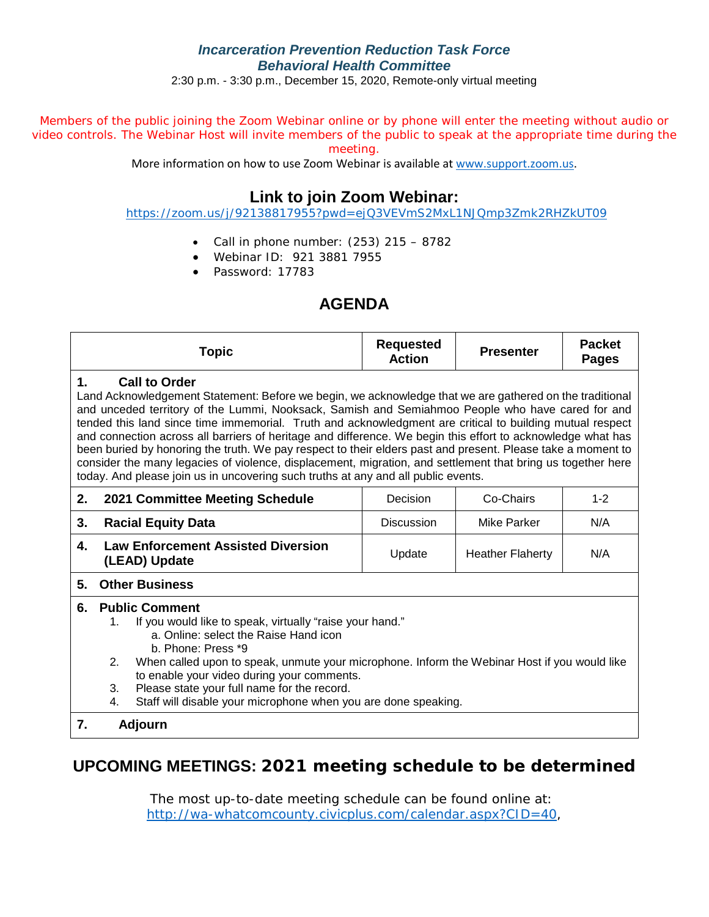# *Incarceration Prevention Reduction Task Force*
## *Behavioral Health Committee*

2:30 p.m. - 3:30 p.m., December 15, 2020, Remote-only virtual meeting

Members of the public joining the Zoom Webinar online or by phone will enter the meeting without audio or video controls. The Webinar Host will invite members of the public to speak at the appropriate time during the meeting.

More information on how to use Zoom Webinar is available at www.support.zoom.us.

## Link to join Zoom Webinar:

https://zoom.us/j/92138817955?pwd=ejQ3VEVmS2MxL1NJQmp3Zmk2RHZkUT09

- Call in phone number: (253) 215 – 8782
- Webinar ID: 921 3881 7955
- Password: 17783

## AGENDA

| Topic | Requested Action | Presenter | Packet Pages |
|---|---|---|---|
| **1. Call to Order**<br>Land Acknowledgement Statement: Before we begin, we acknowledge that we are gathered on the traditional and unceded territory of the Lummi, Nooksack, Samish and Semiahmoo People who have cared for and tended this land since time immemorial. Truth and acknowledgment are critical to building mutual respect and connection across all barriers of heritage and difference. We begin this effort to acknowledge what has been buried by honoring the truth. We pay respect to their elders past and present. Please take a moment to consider the many legacies of violence, displacement, migration, and settlement that bring us together here today. And please join us in uncovering such truths at any and all public events. | | | |
| **2. 2021 Committee Meeting Schedule** | Decision | Co-Chairs | 1-2 |
| **3. Racial Equity Data** | Discussion | Mike Parker | N/A |
| **4. Law Enforcement Assisted Diversion (LEAD) Update** | Update | Heather Flaherty | N/A |
| **5. Other Business** | | | |
| **6. Public Comment**<br>1. If you would like to speak, virtually "raise your hand."<br>a. Online: select the Raise Hand icon<br>b. Phone: Press *9<br>2. When called upon to speak, unmute your microphone. Inform the Webinar Host if you would like to enable your video during your comments.<br>3. Please state your full name for the record.<br>4. Staff will disable your microphone when you are done speaking. | | | |
| **7. Adjourn** | | | |

## UPCOMING MEETINGS: 2021 meeting schedule to be determined

The most up-to-date meeting schedule can be found online at: http://wa-whatcomcounty.civicplus.com/calendar.aspx?CID=40,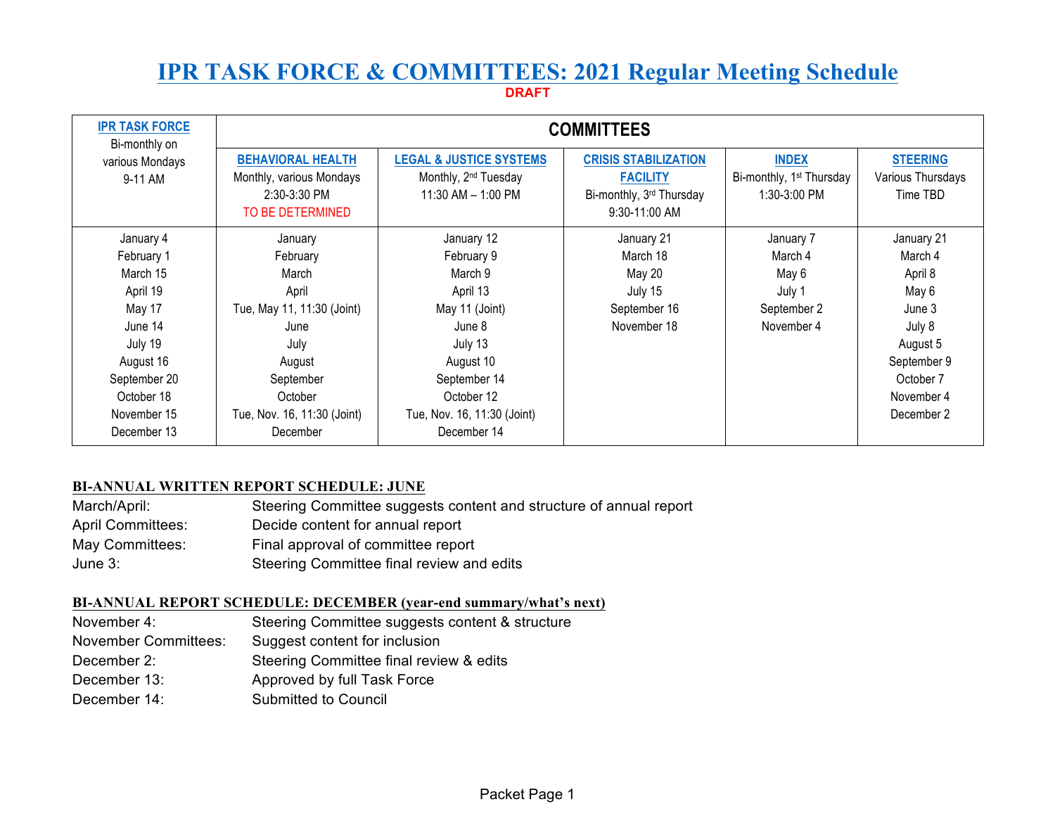# IPR TASK FORCE & COMMITTEES: 2021 Regular Meeting Schedule

**DRAFT**

| IPR TASK FORCE<br>Bi-monthly on various Mondays<br>9-11 AM | COMMITTEES | | | | |
|---|---|---|---|---|---|
| | **BEHAVIORAL HEALTH**<br>Monthly, various Mondays<br>2:30-3:30 PM<br>TO BE DETERMINED | **LEGAL & JUSTICE SYSTEMS**<br>Monthly, 2nd Tuesday<br>11:30 AM – 1:00 PM | **CRISIS STABILIZATION FACILITY**<br>Bi-monthly, 3rd Thursday<br>9:30-11:00 AM | **INDEX**<br>Bi-monthly, 1st Thursday<br>1:30-3:00 PM | **STEERING**<br>Various Thursdays<br>Time TBD |
| January 4 | January | January 12 | January 21 | January 7 | January 21 |
| February 1 | February | February 9 | March 18 | March 4 | March 4 |
| March 15 | March | March 9 | May 20 | May 6 | April 8 |
| April 19 | April | April 13 | July 15 | July 1 | May 6 |
| May 17 | Tue, May 11, 11:30 (Joint) | May 11 (Joint) | September 16 | September 2 | June 3 |
| June 14 | June | June 8 | November 18 | November 4 | July 8 |
| July 19 | July | July 13 | | | August 5 |
| August 16 | August | August 10 | | | September 9 |
| September 20 | September | September 14 | | | October 7 |
| October 18 | October | October 12 | | | November 4 |
| November 15 | Tue, Nov. 16, 11:30 (Joint) | Tue, Nov. 16, 11:30 (Joint) | | | December 2 |
| December 13 | December | December 14 | | | |

**BI-ANNUAL WRITTEN REPORT SCHEDULE: JUNE**

| | |
|---|---|
| March/April: | Steering Committee suggests content and structure of annual report |
| April Committees: | Decide content for annual report |
| May Committees: | Final approval of committee report |
| June 3: | Steering Committee final review and edits |

**BI-ANNUAL REPORT SCHEDULE: DECEMBER (year-end summary/what's next)**

| | |
|---|---|
| November 4: | Steering Committee suggests content & structure |
| November Committees: | Suggest content for inclusion |
| December 2: | Steering Committee final review & edits |
| December 13: | Approved by full Task Force |
| December 14: | Submitted to Council |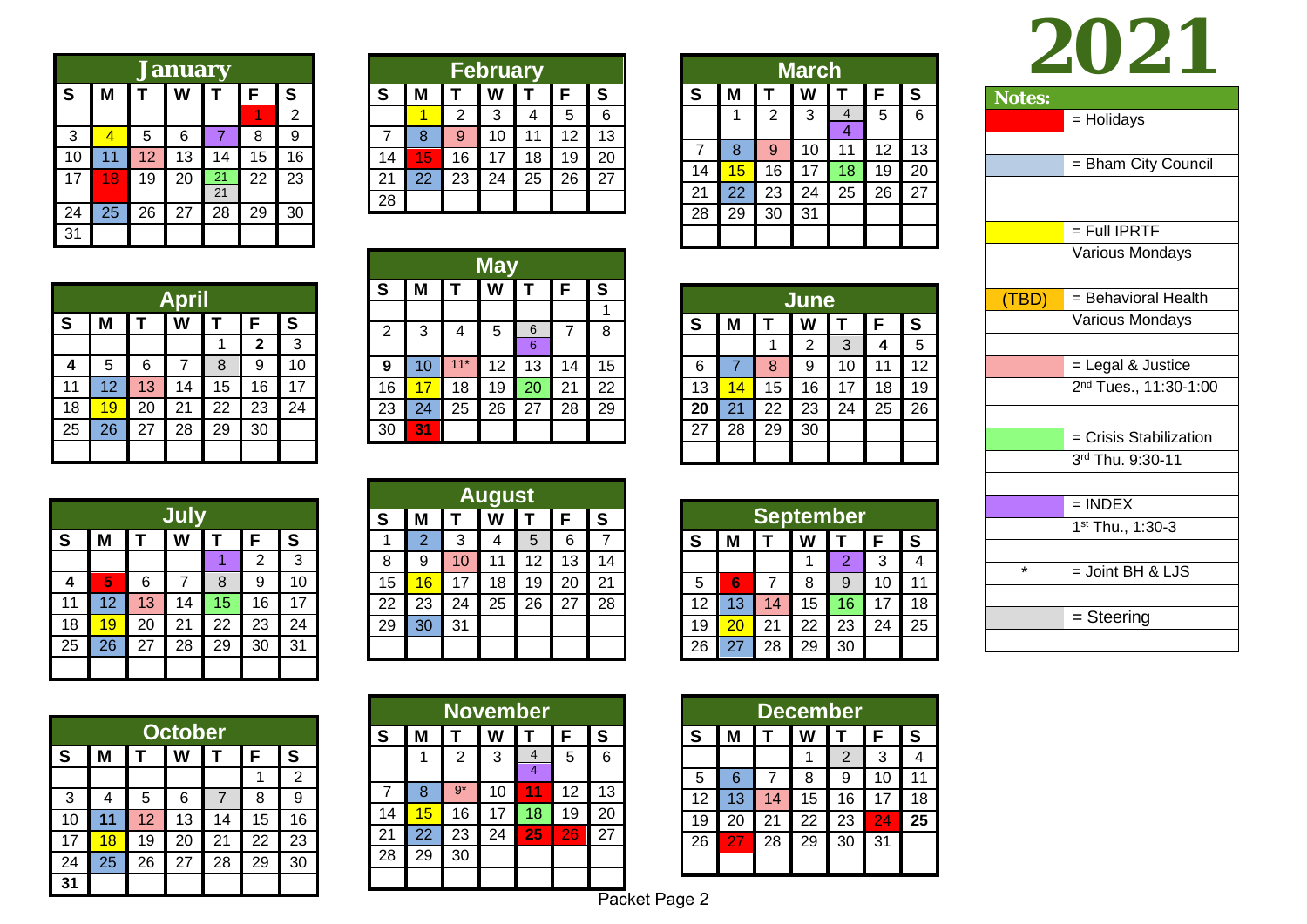# 2021

## January

| S | M | T | W | T | F | S |
|---|---|---|---|---|---|---|
| | | | | | 1 | 2 |
| 3 | 4 | 5 | 6 | 7 | 8 | 9 |
| 10 | 11 | 12 | 13 | 14 | 15 | 16 |
| 17 | 18 | 19 | 20 | 21 / 21 | 22 | 23 |
| 24 | 25 | 26 | 27 | 28 | 29 | 30 |
| 31 | | | | | | |

## February

| S | M | T | W | T | F | S |
|---|---|---|---|---|---|---|
| | 1 | 2 | 3 | 4 | 5 | 6 |
| 7 | 8 | 9 | 10 | 11 | 12 | 13 |
| 14 | 15 | 16 | 17 | 18 | 19 | 20 |
| 21 | 22 | 23 | 24 | 25 | 26 | 27 |
| 28 | | | | | | |

## March

| S | M | T | W | T | F | S |
|---|---|---|---|---|---|---|
| | 1 | 2 | 3 | 4 / 4 | 5 | 6 |
| 7 | 8 | 9 | 10 | 11 | 12 | 13 |
| 14 | 15 | 16 | 17 | 18 | 19 | 20 |
| 21 | 22 | 23 | 24 | 25 | 26 | 27 |
| 28 | 29 | 30 | 31 | | | |

## April

| S | M | T | W | T | F | S |
|---|---|---|---|---|---|---|
| | | | | 1 | **2** | 3 |
| **4** | 5 | 6 | 7 | 8 | 9 | 10 |
| 11 | 12 | 13 | 14 | 15 | 16 | 17 |
| 18 | 19 | 20 | 21 | 22 | 23 | 24 |
| 25 | 26 | 27 | 28 | 29 | 30 | |

## May

| S | M | T | W | T | F | S |
|---|---|---|---|---|---|---|
| | | | | | | 1 |
| 2 | 3 | 4 | 5 | 6 / 6 | 7 | 8 |
| **9** | 10 | 11* | 12 | 13 | 14 | 15 |
| 16 | 17 | 18 | 19 | 20 | 21 | 22 |
| 23 | 24 | 25 | 26 | 27 | 28 | 29 |
| 30 | 31 | | | | | |

## June

| S | M | T | W | T | F | S |
|---|---|---|---|---|---|---|
| | | 1 | 2 | 3 | **4** | 5 |
| 6 | 7 | 8 | 9 | 10 | 11 | 12 |
| 13 | 14 | 15 | 16 | 17 | 18 | 19 |
| **20** | 21 | 22 | 23 | 24 | 25 | 26 |
| 27 | 28 | 29 | 30 | | | |

## July

| S | M | T | W | T | F | S |
|---|---|---|---|---|---|---|
| | | | | 1 | 2 | 3 |
| **4** | 5 | 6 | 7 | 8 | 9 | 10 |
| 11 | 12 | 13 | 14 | 15 | 16 | 17 |
| 18 | 19 | 20 | 21 | 22 | 23 | 24 |
| 25 | 26 | 27 | 28 | 29 | 30 | 31 |

## August

| S | M | T | W | T | F | S |
|---|---|---|---|---|---|---|
| 1 | 2 | 3 | 4 | 5 | 6 | 7 |
| 8 | 9 | 10 | 11 | 12 | 13 | 14 |
| 15 | 16 | 17 | 18 | 19 | 20 | 21 |
| 22 | 23 | 24 | 25 | 26 | 27 | 28 |
| 29 | 30 | 31 | | | | |

## September

| S | M | T | W | T | F | S |
|---|---|---|---|---|---|---|
| | | | 1 | 2 | 3 | 4 |
| 5 | 6 | 7 | 8 | 9 | 10 | 11 |
| 12 | 13 | 14 | 15 | 16 | 17 | 18 |
| 19 | 20 | 21 | 22 | 23 | 24 | 25 |
| 26 | 27 | 28 | 29 | 30 | | |

## October

| S | M | T | W | T | F | S |
|---|---|---|---|---|---|---|
| | | | | | 1 | 2 |
| 3 | 4 | 5 | 6 | 7 | 8 | 9 |
| 10 | **11** | 12 | 13 | 14 | 15 | 16 |
| 17 | 18 | 19 | 20 | 21 | 22 | 23 |
| 24 | 25 | 26 | 27 | 28 | 29 | 30 |
| **31** | | | | | | |

## November

| S | M | T | W | T | F | S |
|---|---|---|---|---|---|---|
| | 1 | 2 | 3 | 4 / 4 | 5 | 6 |
| 7 | 8 | 9* | 10 | 11 | 12 | 13 |
| 14 | 15 | 16 | 17 | 18 | 19 | 20 |
| 21 | 22 | 23 | 24 | 25 | 26 | 27 |
| 28 | 29 | 30 | | | | |

## December

| S | M | T | W | T | F | S |
|---|---|---|---|---|---|---|
| | | | 1 | 2 | 3 | 4 |
| 5 | 6 | 7 | 8 | 9 | 10 | 11 |
| 12 | 13 | 14 | 15 | 16 | 17 | 18 |
| 19 | 20 | 21 | 22 | 23 | 24 | **25** |
| 26 | 27 | 28 | 29 | 30 | 31 | |

## Notes:

| | |
|---|---|
| (red) | = Holidays |
| (light blue) | = Bham City Council |
| (yellow) | = Full IPRTF<br>Various Mondays |
| (TBD) | = Behavioral Health<br>Various Mondays |
| (pink) | = Legal & Justice<br>2nd Tues., 11:30-1:00 |
| (green) | = Crisis Stabilization<br>3rd Thu. 9:30-11 |
| (purple) | = INDEX<br>1st Thu., 1:30-3 |
| * | = Joint BH & LJS |
| (gray) | = Steering |